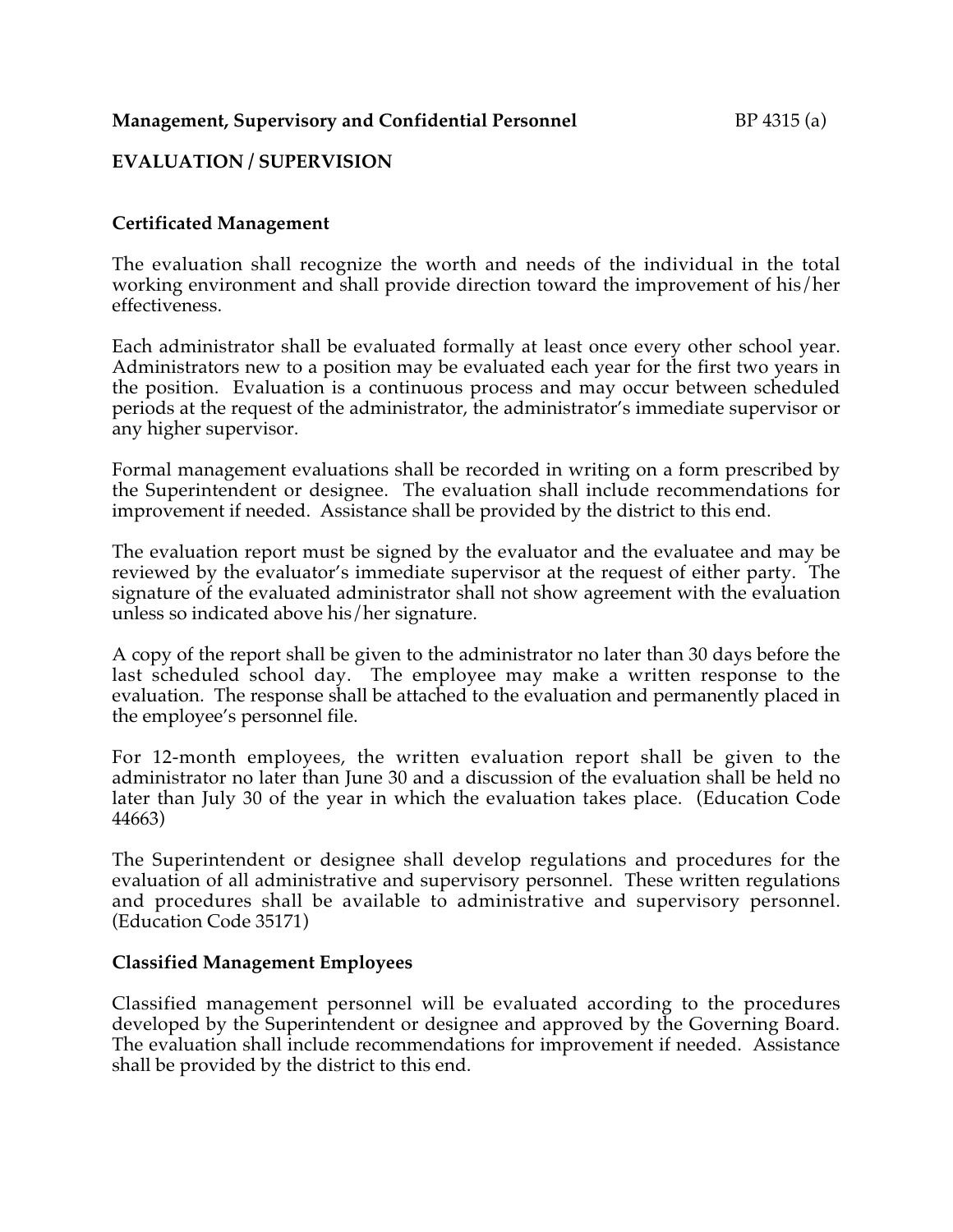**Management, Supervisory and Confidential Personnel** BP 4315 (a)

## EVALUATION / SUPERVISION

### Certificated Management

The evaluation shall recognize the worth and needs of the individual in the total working environment and shall provide direction toward the improvement of his/her effectiveness.

Each administrator shall be evaluated formally at least once every other school year. Administrators new to a position may be evaluated each year for the first two years in the position. Evaluation is a continuous process and may occur between scheduled periods at the request of the administrator, the administrator's immediate supervisor or any higher supervisor.

Formal management evaluations shall be recorded in writing on a form prescribed by the Superintendent or designee. The evaluation shall include recommendations for improvement if needed. Assistance shall be provided by the district to this end.

The evaluation report must be signed by the evaluator and the evaluatee and may be reviewed by the evaluator's immediate supervisor at the request of either party. The signature of the evaluated administrator shall not show agreement with the evaluation unless so indicated above his/her signature.

A copy of the report shall be given to the administrator no later than 30 days before the last scheduled school day. The employee may make a written response to the evaluation. The response shall be attached to the evaluation and permanently placed in the employee's personnel file.

For 12-month employees, the written evaluation report shall be given to the administrator no later than June 30 and a discussion of the evaluation shall be held no later than July 30 of the year in which the evaluation takes place. (Education Code 44663)

The Superintendent or designee shall develop regulations and procedures for the evaluation of all administrative and supervisory personnel. These written regulations and procedures shall be available to administrative and supervisory personnel. (Education Code 35171)

### Classified Management Employees

Classified management personnel will be evaluated according to the procedures developed by the Superintendent or designee and approved by the Governing Board. The evaluation shall include recommendations for improvement if needed. Assistance shall be provided by the district to this end.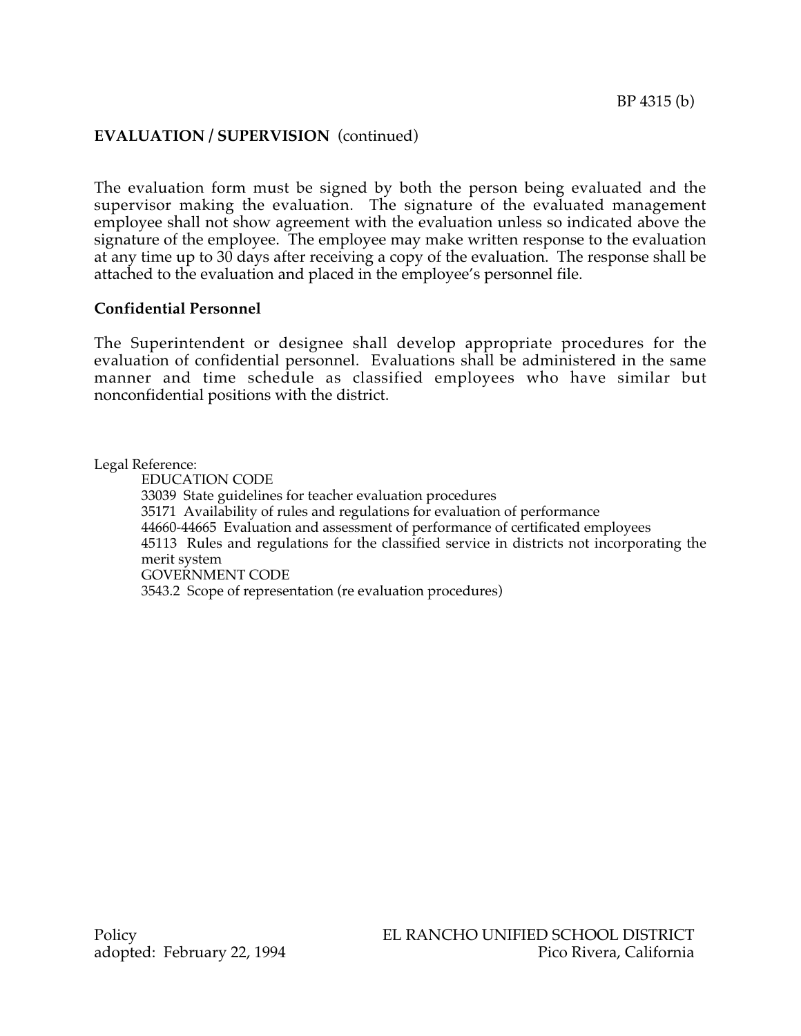## EVALUATION / SUPERVISION (continued)

The evaluation form must be signed by both the person being evaluated and the supervisor making the evaluation. The signature of the evaluated management employee shall not show agreement with the evaluation unless so indicated above the signature of the employee. The employee may make written response to the evaluation at any time up to 30 days after receiving a copy of the evaluation. The response shall be attached to the evaluation and placed in the employee's personnel file.

**Confidential Personnel**

The Superintendent or designee shall develop appropriate procedures for the evaluation of confidential personnel. Evaluations shall be administered in the same manner and time schedule as classified employees who have similar but nonconfidential positions with the district.

Legal Reference:

EDUCATION CODE

33039 State guidelines for teacher evaluation procedures

35171 Availability of rules and regulations for evaluation of performance

44660-44665 Evaluation and assessment of performance of certificated employees

45113 Rules and regulations for the classified service in districts not incorporating the merit system

GOVERNMENT CODE

3543.2 Scope of representation (re evaluation procedures)

Policy
adopted: February 22, 1994

EL RANCHO UNIFIED SCHOOL DISTRICT
Pico Rivera, California